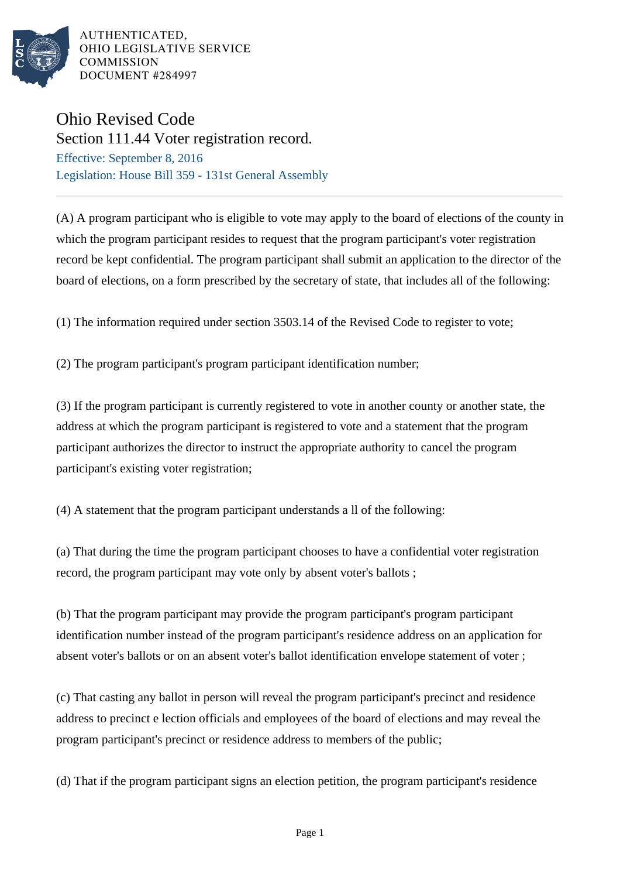AUTHENTICATED,
OHIO LEGISLATIVE SERVICE
COMMISSION
DOCUMENT #284997

# Ohio Revised Code

## Section 111.44 Voter registration record.

Effective: September 8, 2016

Legislation: House Bill 359 - 131st General Assembly

---

(A) A program participant who is eligible to vote may apply to the board of elections of the county in which the program participant resides to request that the program participant's voter registration record be kept confidential. The program participant shall submit an application to the director of the board of elections, on a form prescribed by the secretary of state, that includes all of the following:

(1) The information required under section 3503.14 of the Revised Code to register to vote;

(2) The program participant's program participant identification number;

(3) If the program participant is currently registered to vote in another county or another state, the address at which the program participant is registered to vote and a statement that the program participant authorizes the director to instruct the appropriate authority to cancel the program participant's existing voter registration;

(4) A statement that the program participant understands a ll of the following:

(a) That during the time the program participant chooses to have a confidential voter registration record, the program participant may vote only by absent voter's ballots ;

(b) That the program participant may provide the program participant's program participant identification number instead of the program participant's residence address on an application for absent voter's ballots or on an absent voter's ballot identification envelope statement of voter ;

(c) That casting any ballot in person will reveal the program participant's precinct and residence address to precinct e lection officials and employees of the board of elections and may reveal the program participant's precinct or residence address to members of the public;

(d) That if the program participant signs an election petition, the program participant's residence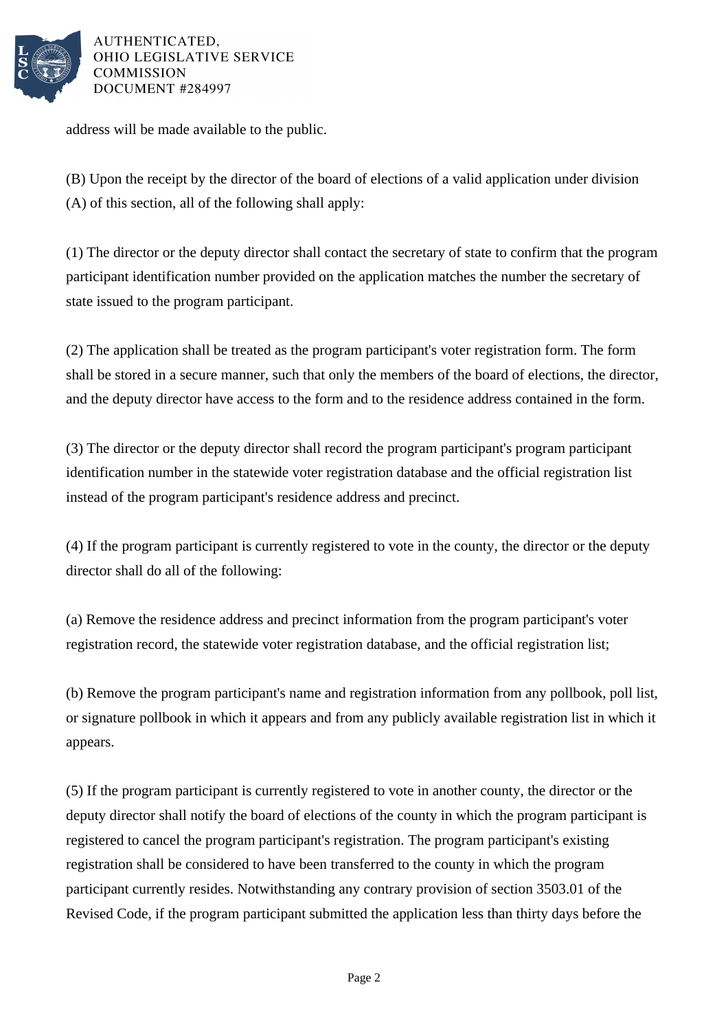address will be made available to the public.

(B) Upon the receipt by the director of the board of elections of a valid application under division (A) of this section, all of the following shall apply:

(1) The director or the deputy director shall contact the secretary of state to confirm that the program participant identification number provided on the application matches the number the secretary of state issued to the program participant.

(2) The application shall be treated as the program participant's voter registration form. The form shall be stored in a secure manner, such that only the members of the board of elections, the director, and the deputy director have access to the form and to the residence address contained in the form.

(3) The director or the deputy director shall record the program participant's program participant identification number in the statewide voter registration database and the official registration list instead of the program participant's residence address and precinct.

(4) If the program participant is currently registered to vote in the county, the director or the deputy director shall do all of the following:

(a) Remove the residence address and precinct information from the program participant's voter registration record, the statewide voter registration database, and the official registration list;

(b) Remove the program participant's name and registration information from any pollbook, poll list, or signature pollbook in which it appears and from any publicly available registration list in which it appears.

(5) If the program participant is currently registered to vote in another county, the director or the deputy director shall notify the board of elections of the county in which the program participant is registered to cancel the program participant's registration. The program participant's existing registration shall be considered to have been transferred to the county in which the program participant currently resides. Notwithstanding any contrary provision of section 3503.01 of the Revised Code, if the program participant submitted the application less than thirty days before the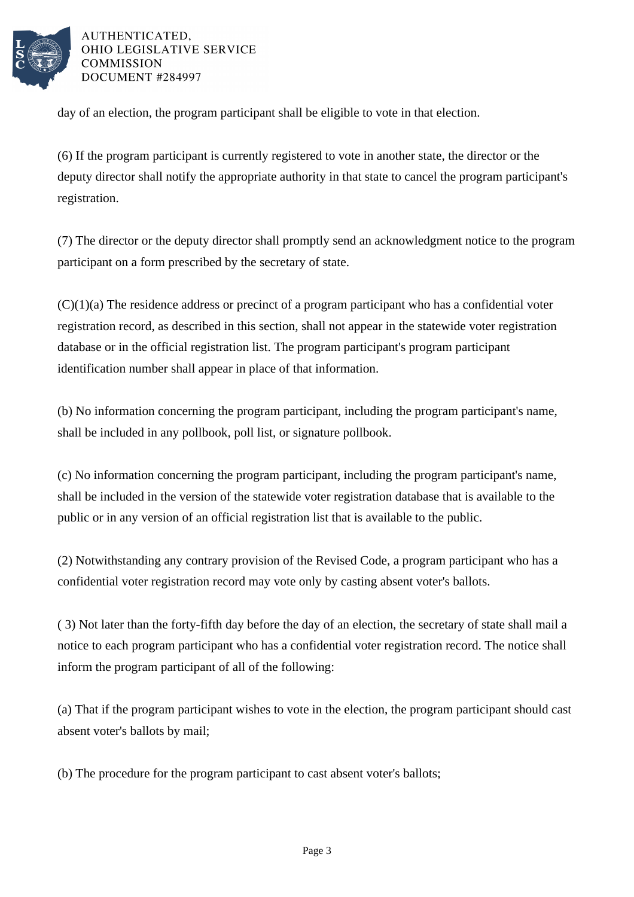day of an election, the program participant shall be eligible to vote in that election.

(6) If the program participant is currently registered to vote in another state, the director or the deputy director shall notify the appropriate authority in that state to cancel the program participant's registration.

(7) The director or the deputy director shall promptly send an acknowledgment notice to the program participant on a form prescribed by the secretary of state.

(C)(1)(a) The residence address or precinct of a program participant who has a confidential voter registration record, as described in this section, shall not appear in the statewide voter registration database or in the official registration list. The program participant's program participant identification number shall appear in place of that information.

(b) No information concerning the program participant, including the program participant's name, shall be included in any pollbook, poll list, or signature pollbook.

(c) No information concerning the program participant, including the program participant's name, shall be included in the version of the statewide voter registration database that is available to the public or in any version of an official registration list that is available to the public.

(2) Notwithstanding any contrary provision of the Revised Code, a program participant who has a confidential voter registration record may vote only by casting absent voter's ballots.

( 3) Not later than the forty-fifth day before the day of an election, the secretary of state shall mail a notice to each program participant who has a confidential voter registration record. The notice shall inform the program participant of all of the following:

(a) That if the program participant wishes to vote in the election, the program participant should cast absent voter's ballots by mail;

(b) The procedure for the program participant to cast absent voter's ballots;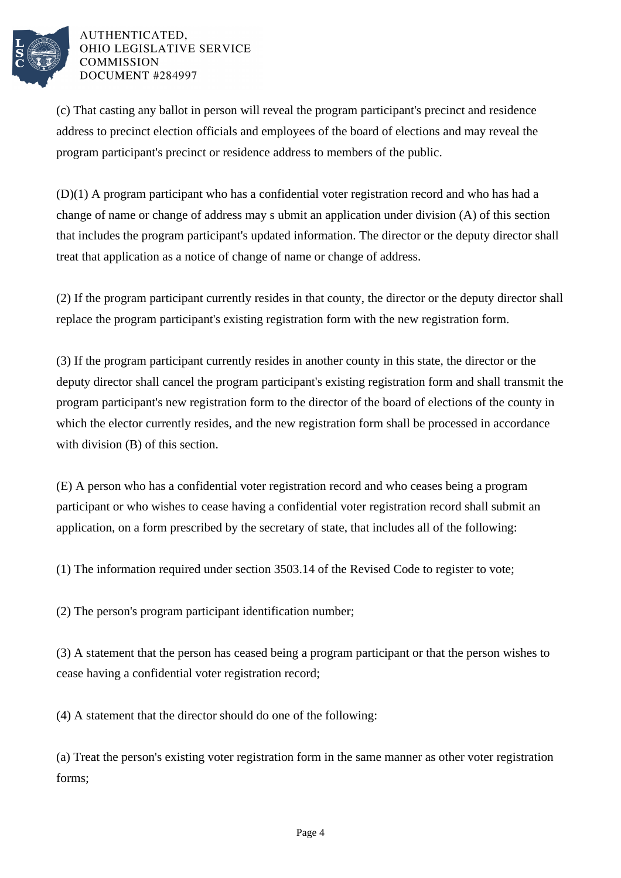(c) That casting any ballot in person will reveal the program participant's precinct and residence address to precinct election officials and employees of the board of elections and may reveal the program participant's precinct or residence address to members of the public.

(D)(1) A program participant who has a confidential voter registration record and who has had a change of name or change of address may s ubmit an application under division (A) of this section that includes the program participant's updated information. The director or the deputy director shall treat that application as a notice of change of name or change of address.

(2) If the program participant currently resides in that county, the director or the deputy director shall replace the program participant's existing registration form with the new registration form.

(3) If the program participant currently resides in another county in this state, the director or the deputy director shall cancel the program participant's existing registration form and shall transmit the program participant's new registration form to the director of the board of elections of the county in which the elector currently resides, and the new registration form shall be processed in accordance with division (B) of this section.

(E) A person who has a confidential voter registration record and who ceases being a program participant or who wishes to cease having a confidential voter registration record shall submit an application, on a form prescribed by the secretary of state, that includes all of the following:

(1) The information required under section 3503.14 of the Revised Code to register to vote;

(2) The person's program participant identification number;

(3) A statement that the person has ceased being a program participant or that the person wishes to cease having a confidential voter registration record;

(4) A statement that the director should do one of the following:

(a) Treat the person's existing voter registration form in the same manner as other voter registration forms;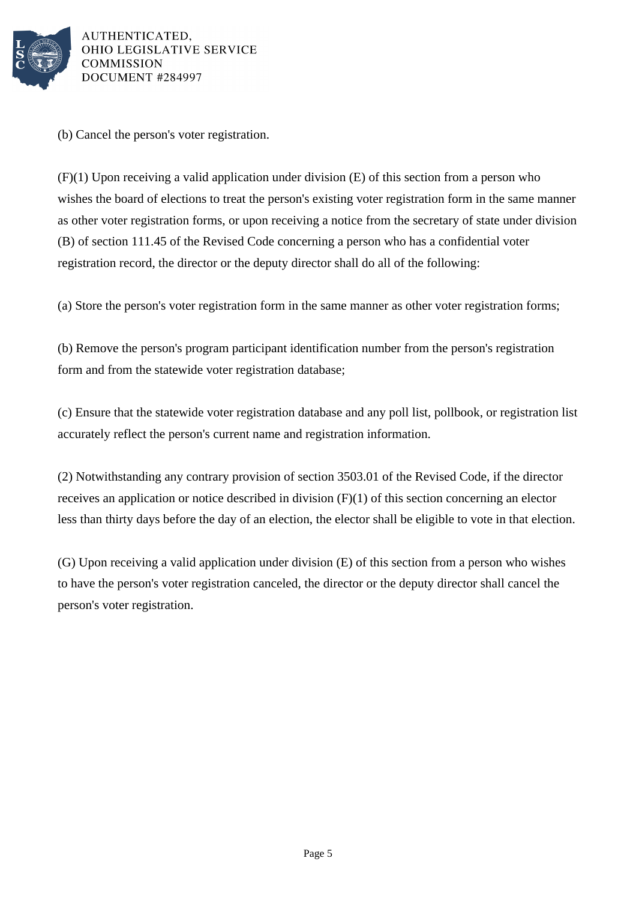(b) Cancel the person's voter registration.

(F)(1) Upon receiving a valid application under division (E) of this section from a person who wishes the board of elections to treat the person's existing voter registration form in the same manner as other voter registration forms, or upon receiving a notice from the secretary of state under division (B) of section 111.45 of the Revised Code concerning a person who has a confidential voter registration record, the director or the deputy director shall do all of the following:

(a) Store the person's voter registration form in the same manner as other voter registration forms;

(b) Remove the person's program participant identification number from the person's registration form and from the statewide voter registration database;

(c) Ensure that the statewide voter registration database and any poll list, pollbook, or registration list accurately reflect the person's current name and registration information.

(2) Notwithstanding any contrary provision of section 3503.01 of the Revised Code, if the director receives an application or notice described in division (F)(1) of this section concerning an elector less than thirty days before the day of an election, the elector shall be eligible to vote in that election.

(G) Upon receiving a valid application under division (E) of this section from a person who wishes to have the person's voter registration canceled, the director or the deputy director shall cancel the person's voter registration.